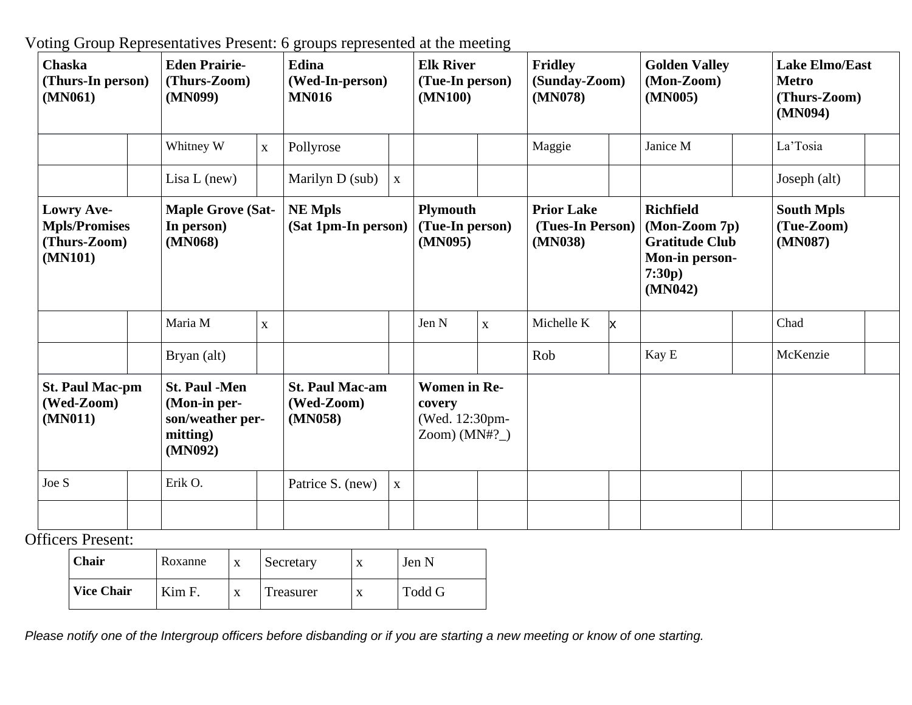Voting Group Representatives Present: 6 groups represented at the meeting

| **Chaska (Thurs-In person) (MN061)** | | **Eden Prairie- (Thurs-Zoom) (MN099)** | | **Edina (Wed-In-person) MN016** | | **Elk River (Tue-In person) (MN100)** | | **Fridley (Sunday-Zoom) (MN078)** | | **Golden Valley (Mon-Zoom) (MN005)** | | **Lake Elmo/East Metro (Thurs-Zoom) (MN094)** | |
|---|---|---|---|---|---|---|---|---|---|---|---|---|---|
| | | Whitney W | x | Pollyrose | | | | Maggie | | Janice M | | La'Tosia | |
| | | Lisa L (new) | | Marilyn D (sub) | x | | | | | | | Joseph (alt) | |
| **Lowry Ave-Mpls/Promises (Thurs-Zoom) (MN101)** | | **Maple Grove (Sat-In person) (MN068)** | | **NE Mpls (Sat 1pm-In person)** | | **Plymouth (Tue-In person) (MN095)** | | **Prior Lake (Tues-In Person) (MN038)** | | **Richfield (Mon-Zoom 7p) Gratitude Club Mon-in person-7:30p) (MN042)** | | **South Mpls (Tue-Zoom) (MN087)** | |
| | | Maria M | x | | | Jen N | x | Michelle K | x | | | Chad | |
| | | Bryan (alt) | | | | | | Rob | | Kay E | | McKenzie | |
| **St. Paul Mac-pm (Wed-Zoom) (MN011)** | | **St. Paul -Men (Mon-in person/weather permitting) (MN092)** | | **St. Paul Mac-am (Wed-Zoom) (MN058)** | | **Women in Recovery** (Wed. 12:30pm-Zoom) (MN#?_) | | | | | | | |
| Joe S | | Erik O. | | Patrice S. (new) | x | | | | | | | | |
| | | | | | | | | | | | | | |

Officers Present:

| **Chair** | Roxanne | x | Secretary | x | Jen N |
|---|---|---|---|---|---|
| **Vice Chair** | Kim F. | x | Treasurer | x | Todd G |

*Please notify one of the Intergroup officers before disbanding or if you are starting a new meeting or know of one starting.*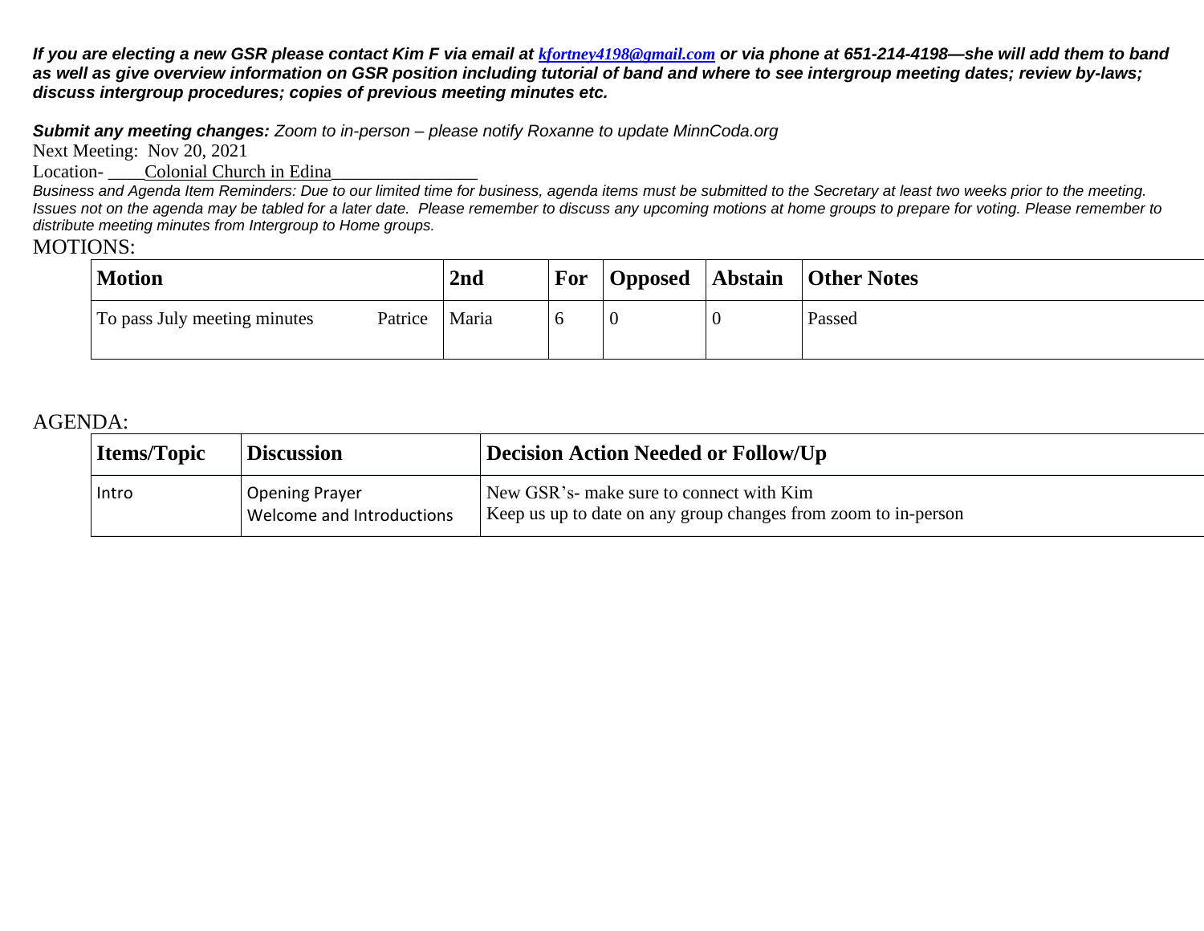***If you are electing a new GSR please contact Kim F via email at [kfortney4198@gmail.com](mailto:kfortney4198@gmail.com) or via phone at 651-214-4198—she will add them to band as well as give overview information on GSR position including tutorial of band and where to see intergroup meeting dates; review by-laws; discuss intergroup procedures; copies of previous meeting minutes etc.***

***Submit any meeting changes:*** *Zoom to in-person – please notify Roxanne to update MinnCoda.org*

Next Meeting: Nov 20, 2021

Location- ____Colonial Church in Edina________________

*Business and Agenda Item Reminders: Due to our limited time for business, agenda items must be submitted to the Secretary at least two weeks prior to the meeting. Issues not on the agenda may be tabled for a later date. Please remember to discuss any upcoming motions at home groups to prepare for voting. Please remember to distribute meeting minutes from Intergroup to Home groups.*

MOTIONS:

| **Motion** | **2nd** | **For** | **Opposed** | **Abstain** | **Other Notes** |
|---|---|---|---|---|---|
| To pass July meeting minutes Patrice | Maria | 6 | 0 | 0 | Passed |

AGENDA:

| **Items/Topic** | **Discussion** | **Decision Action Needed or Follow/Up** |
|---|---|---|
| Intro | Opening Prayer<br>Welcome and Introductions | New GSR's- make sure to connect with Kim<br>Keep us up to date on any group changes from zoom to in-person |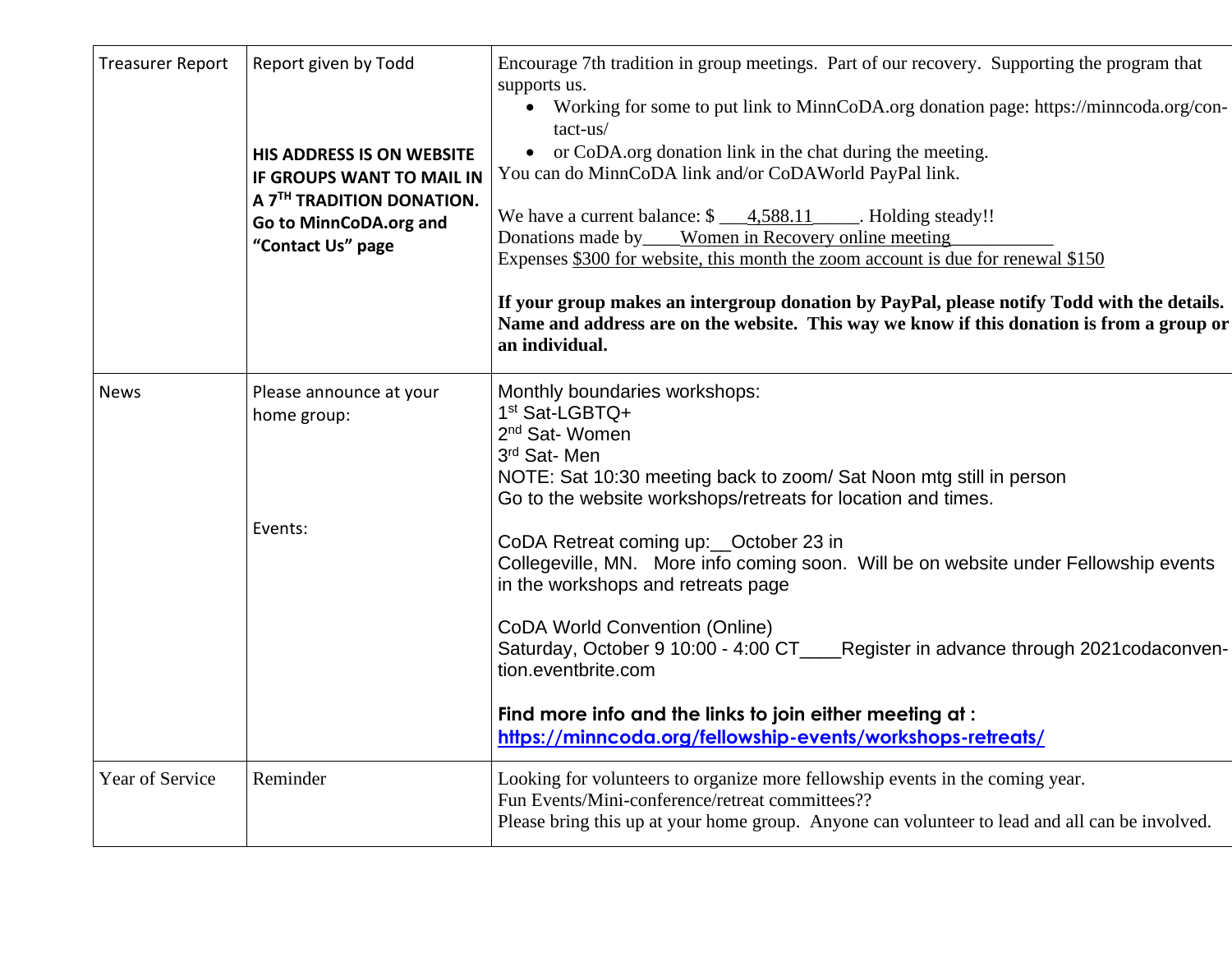| Treasurer Report | Report given by Todd<br><br>**HIS ADDRESS IS ON WEBSITE IF GROUPS WANT TO MAIL IN A 7TH TRADITION DONATION. Go to MinnCoDA.org and "Contact Us" page** | Encourage 7th tradition in group meetings. Part of our recovery. Supporting the program that supports us.<br>• Working for some to put link to MinnCoDA.org donation page: https://minncoda.org/contact-us/<br>• or CoDA.org donation link in the chat during the meeting.<br>You can do MinnCoDA link and/or CoDAWorld PayPal link.<br><br>We have a current balance: $ ___4,588.11_____. Holding steady!!<br>Donations made by____Women in Recovery online meeting___________<br>Expenses $300 for website, this month the zoom account is due for renewal $150<br><br>**If your group makes an intergroup donation by PayPal, please notify Todd with the details. Name and address are on the website. This way we know if this donation is from a group or an individual.** |
|---|---|---|
| News | Please announce at your home group:<br><br><br>Events: | Monthly boundaries workshops:<br>1st Sat-LGBTQ+<br>2nd Sat- Women<br>3rd Sat- Men<br>NOTE: Sat 10:30 meeting back to zoom/ Sat Noon mtg still in person<br>Go to the website workshops/retreats for location and times.<br><br>CoDA Retreat coming up:__October 23 in Collegeville, MN. More info coming soon. Will be on website under Fellowship events in the workshops and retreats page<br><br>CoDA World Convention (Online)<br>Saturday, October 9 10:00 - 4:00 CT____Register in advance through 2021codaconvention.eventbrite.com<br><br>**Find more info and the links to join either meeting at :**<br>**https://minncoda.org/fellowship-events/workshops-retreats/** |
| Year of Service | Reminder | Looking for volunteers to organize more fellowship events in the coming year.<br>Fun Events/Mini-conference/retreat committees??<br>Please bring this up at your home group. Anyone can volunteer to lead and all can be involved. |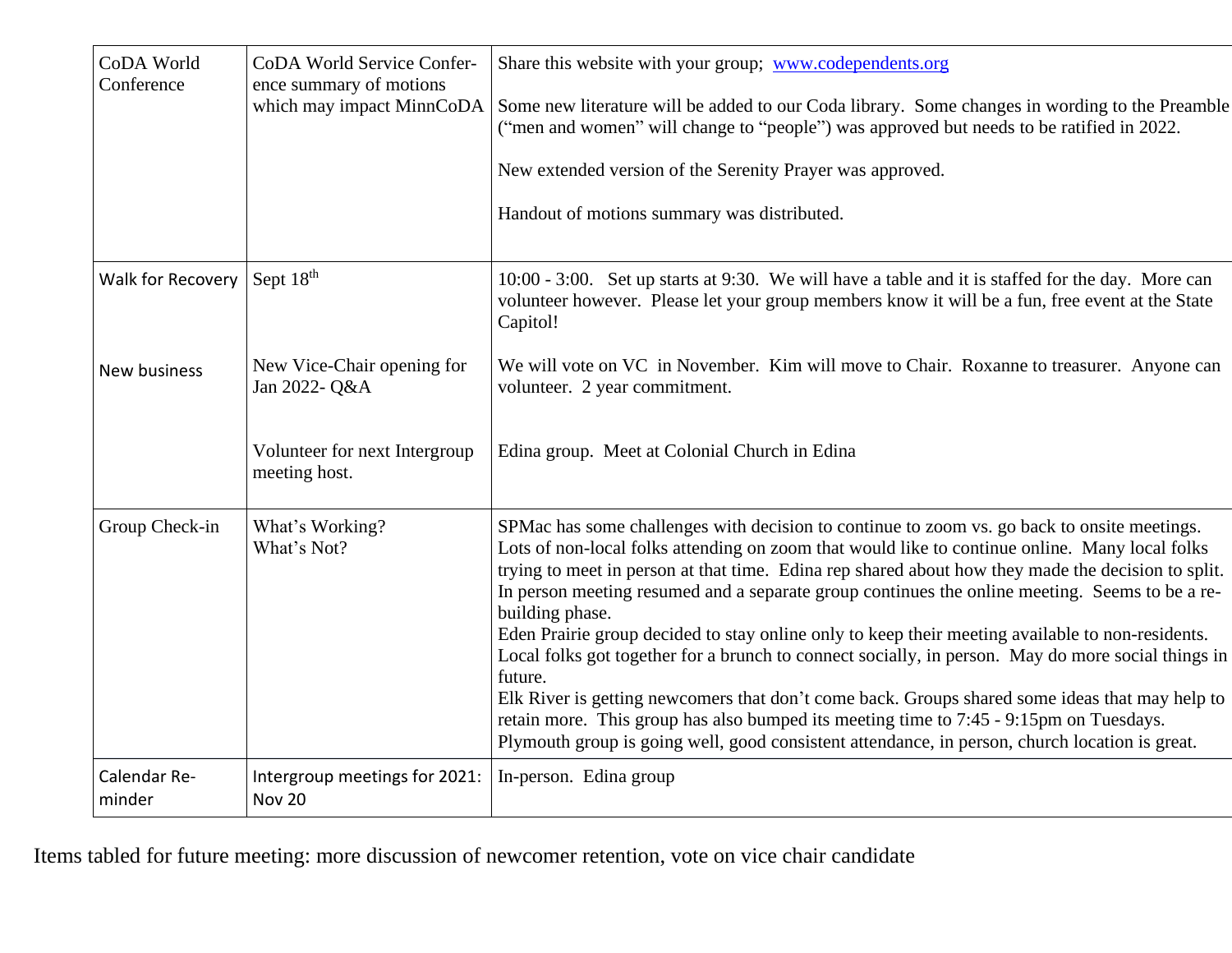| | | |
|---|---|---|
| CoDA World Conference | CoDA World Service Conference summary of motions which may impact MinnCoDA | Share this website with your group; www.codependents.org<br><br>Some new literature will be added to our Coda library. Some changes in wording to the Preamble ("men and women" will change to "people") was approved but needs to be ratified in 2022.<br><br>New extended version of the Serenity Prayer was approved.<br><br>Handout of motions summary was distributed. |
| Walk for Recovery | Sept 18th | 10:00 - 3:00. Set up starts at 9:30. We will have a table and it is staffed for the day. More can volunteer however. Please let your group members know it will be a fun, free event at the State Capitol! |
| New business | New Vice-Chair opening for Jan 2022- Q&A | We will vote on VC in November. Kim will move to Chair. Roxanne to treasurer. Anyone can volunteer. 2 year commitment. |
| | Volunteer for next Intergroup meeting host. | Edina group. Meet at Colonial Church in Edina |
| Group Check-in | What's Working?<br>What's Not? | SPMac has some challenges with decision to continue to zoom vs. go back to onsite meetings. Lots of non-local folks attending on zoom that would like to continue online. Many local folks trying to meet in person at that time. Edina rep shared about how they made the decision to split. In person meeting resumed and a separate group continues the online meeting. Seems to be a rebuilding phase.<br>Eden Prairie group decided to stay online only to keep their meeting available to non-residents. Local folks got together for a brunch to connect socially, in person. May do more social things in future.<br>Elk River is getting newcomers that don't come back. Groups shared some ideas that may help to retain more. This group has also bumped its meeting time to 7:45 - 9:15pm on Tuesdays.<br>Plymouth group is going well, good consistent attendance, in person, church location is great. |
| Calendar Reminder | Intergroup meetings for 2021: Nov 20 | In-person. Edina group |

Items tabled for future meeting: more discussion of newcomer retention, vote on vice chair candidate